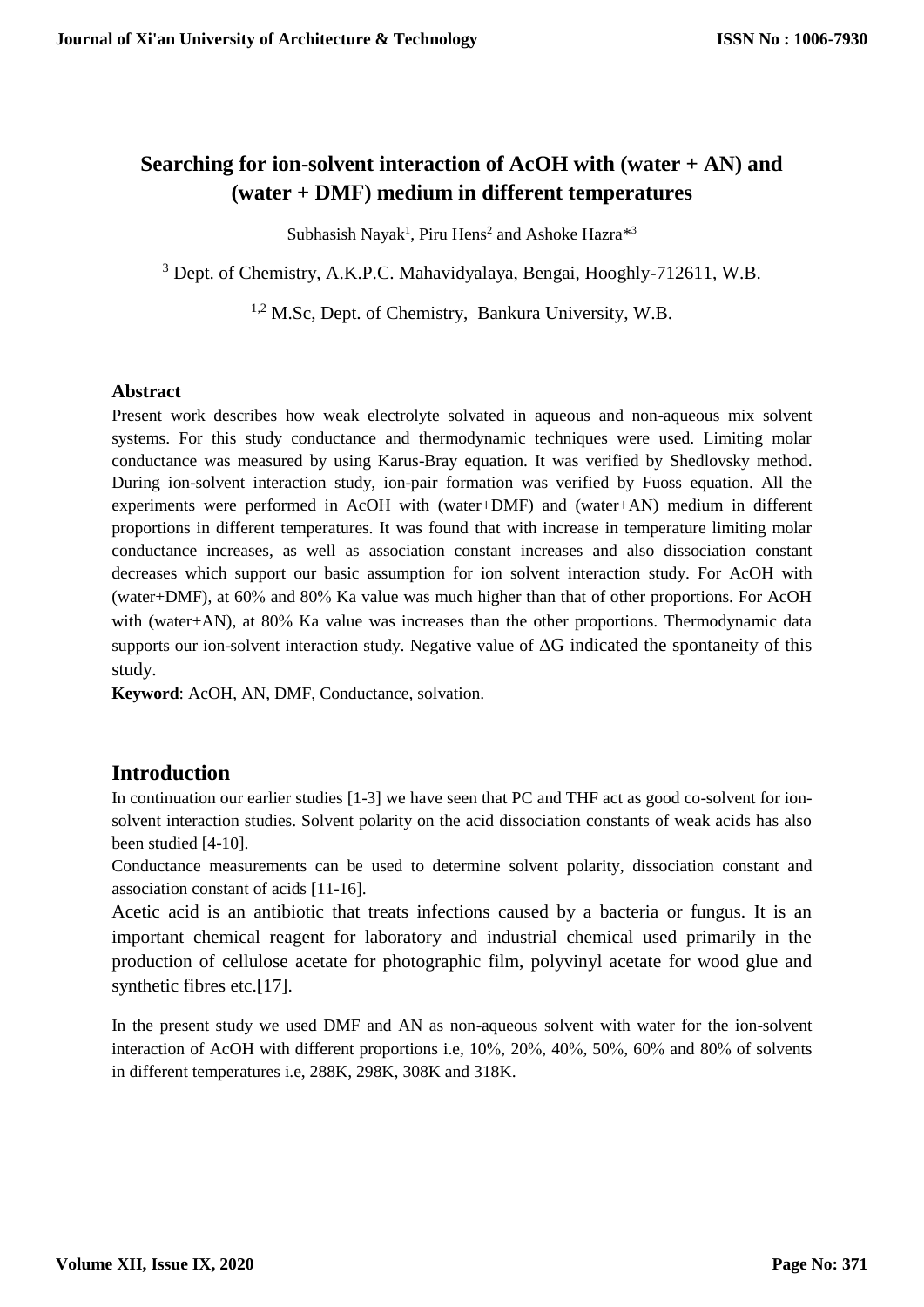# Searching for ion-solvent interaction of AcOH with (water + AN) and (water + DMF) medium in different temperatures

Subhasish Nayak[1], Piru Hens[2] and Ashoke Hazra*[3]

[3] Dept. of Chemistry, A.K.P.C. Mahavidyalaya, Bengai, Hooghly-712611, W.B.

[1,2] M.Sc, Dept. of Chemistry, Bankura University, W.B.

## Abstract

Present work describes how weak electrolyte solvated in aqueous and non-aqueous mix solvent systems. For this study conductance and thermodynamic techniques were used. Limiting molar conductance was measured by using Karus-Bray equation. It was verified by Shedlovsky method. During ion-solvent interaction study, ion-pair formation was verified by Fuoss equation. All the experiments were performed in AcOH with (water+DMF) and (water+AN) medium in different proportions in different temperatures. It was found that with increase in temperature limiting molar conductance increases, as well as association constant increases and also dissociation constant decreases which support our basic assumption for ion solvent interaction study. For AcOH with (water+DMF), at 60% and 80% Ka value was much higher than that of other proportions. For AcOH with (water+AN), at 80% Ka value was increases than the other proportions. Thermodynamic data supports our ion-solvent interaction study. Negative value of $\Delta G$ indicated the spontaneity of this study.

**Keyword**: AcOH, AN, DMF, Conductance, solvation.

## Introduction

In continuation our earlier studies [1-3] we have seen that PC and THF act as good co-solvent for ion-solvent interaction studies. Solvent polarity on the acid dissociation constants of weak acids has also been studied [4-10].

Conductance measurements can be used to determine solvent polarity, dissociation constant and association constant of acids [11-16].

Acetic acid is an antibiotic that treats infections caused by a bacteria or fungus. It is an important chemical reagent for laboratory and industrial chemical used primarily in the production of cellulose acetate for photographic film, polyvinyl acetate for wood glue and synthetic fibres etc.[17].

In the present study we used DMF and AN as non-aqueous solvent with water for the ion-solvent interaction of AcOH with different proportions i.e, 10%, 20%, 40%, 50%, 60% and 80% of solvents in different temperatures i.e, 288K, 298K, 308K and 318K.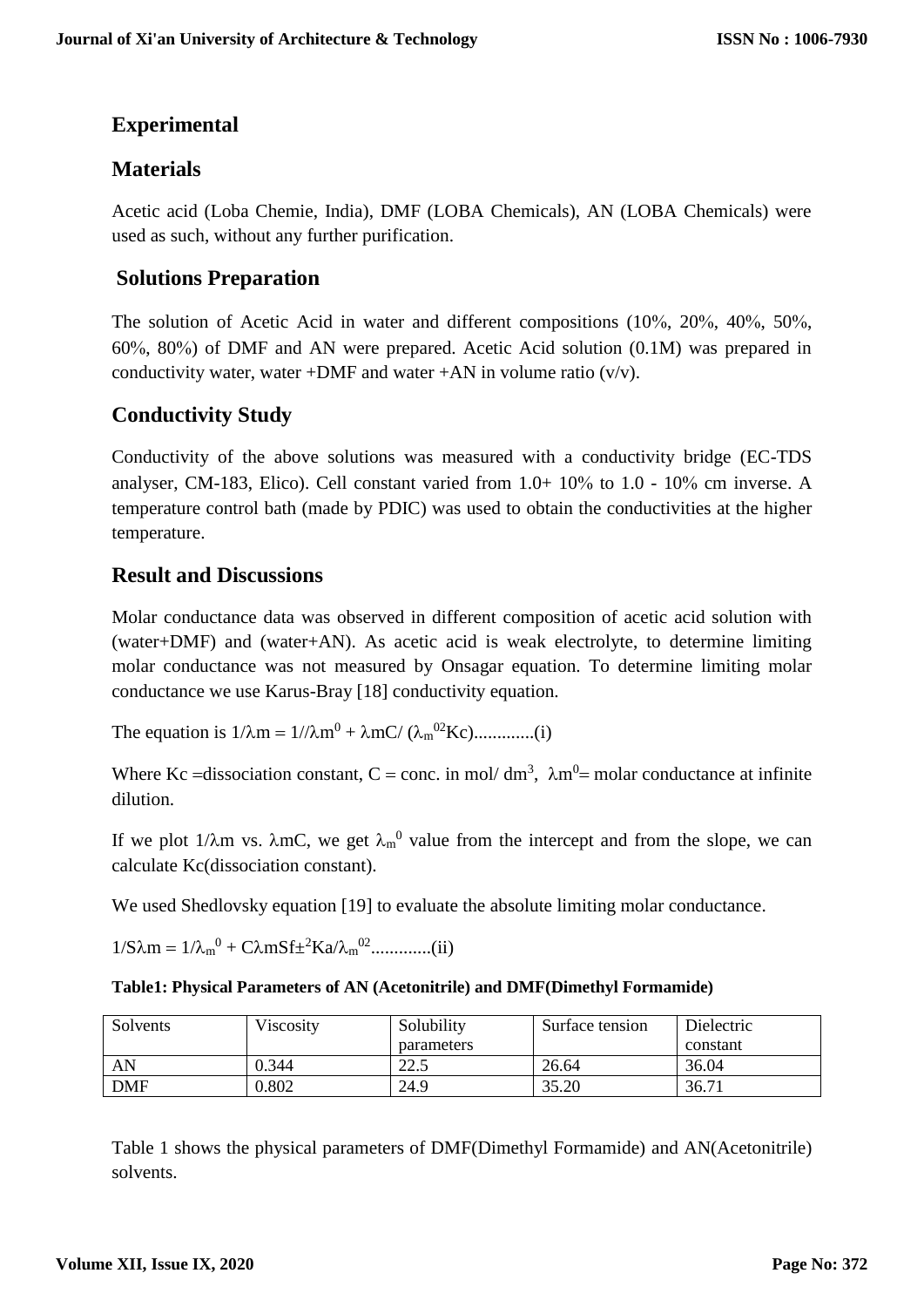## Experimental

## Materials

Acetic acid (Loba Chemie, India), DMF (LOBA Chemicals), AN (LOBA Chemicals) were used as such, without any further purification.

## Solutions Preparation

The solution of Acetic Acid in water and different compositions (10%, 20%, 40%, 50%, 60%, 80%) of DMF and AN were prepared. Acetic Acid solution (0.1M) was prepared in conductivity water, water +DMF and water +AN in volume ratio (v/v).

## Conductivity Study

Conductivity of the above solutions was measured with a conductivity bridge (EC-TDS analyser, CM-183, Elico). Cell constant varied from 1.0+ 10% to 1.0 - 10% cm inverse. A temperature control bath (made by PDIC) was used to obtain the conductivities at the higher temperature.

## Result and Discussions

Molar conductance data was observed in different composition of acetic acid solution with (water+DMF) and (water+AN). As acetic acid is weak electrolyte, to determine limiting molar conductance was not measured by Onsagar equation. To determine limiting molar conductance we use Karus-Bray [18] conductivity equation.

The equation is $1/\lambda m = 1//\lambda m^0 + \lambda mC/ (\lambda_m^{02} Kc)$.............(i)

Where Kc =dissociation constant, C = conc. in mol/ $dm^3$, $\lambda m^0$= molar conductance at infinite dilution.

If we plot $1/\lambda m$ vs. $\lambda mC$, we get $\lambda_m^0$ value from the intercept and from the slope, we can calculate Kc(dissociation constant).

We used Shedlovsky equation [19] to evaluate the absolute limiting molar conductance.

$1/S\lambda m = 1/\lambda_m^0 + C\lambda mSf\pm^2 Ka/\lambda_m^{02}$.............(ii)

**Table1: Physical Parameters of AN (Acetonitrile) and DMF(Dimethyl Formamide)**

| Solvents | Viscosity | Solubility parameters | Surface tension | Dielectric constant |
|---|---|---|---|---|
| AN | 0.344 | 22.5 | 26.64 | 36.04 |
| DMF | 0.802 | 24.9 | 35.20 | 36.71 |

Table 1 shows the physical parameters of DMF(Dimethyl Formamide) and AN(Acetonitrile) solvents.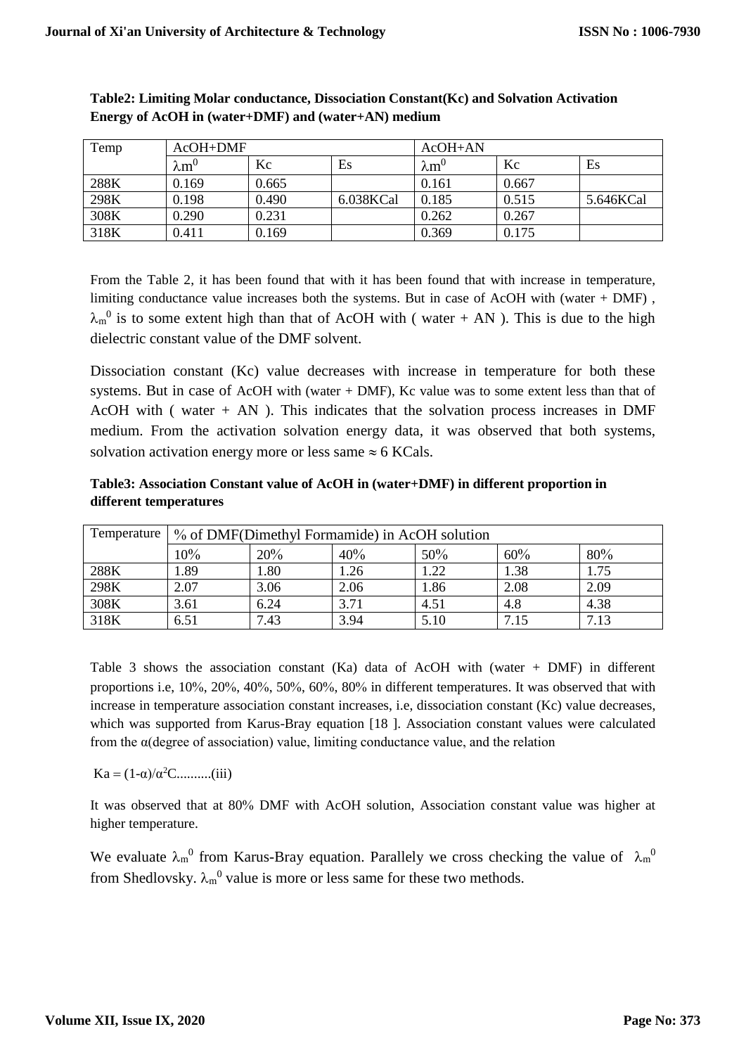**Table2: Limiting Molar conductance, Dissociation Constant(Kc) and Solvation Activation Energy of AcOH in (water+DMF) and (water+AN) medium**

| Temp | AcOH+DMF | | | AcOH+AN | | |
|---|---|---|---|---|---|---|
| | $\lambda m^0$ | Kc | Es | $\lambda m^0$ | Kc | Es |
| 288K | 0.169 | 0.665 | | 0.161 | 0.667 | |
| 298K | 0.198 | 0.490 | 6.038KCal | 0.185 | 0.515 | 5.646KCal |
| 308K | 0.290 | 0.231 | | 0.262 | 0.267 | |
| 318K | 0.411 | 0.169 | | 0.369 | 0.175 | |

From the Table 2, it has been found that with it has been found that with increase in temperature, limiting conductance value increases both the systems. But in case of AcOH with (water + DMF) , $\lambda_m^0$ is to some extent high than that of AcOH with ( water + AN ). This is due to the high dielectric constant value of the DMF solvent.

Dissociation constant (Kc) value decreases with increase in temperature for both these systems. But in case of AcOH with (water + DMF), Kc value was to some extent less than that of AcOH with ( water + AN ). This indicates that the solvation process increases in DMF medium. From the activation solvation energy data, it was observed that both systems, solvation activation energy more or less same $\approx$ 6 KCals.

**Table3: Association Constant value of AcOH in (water+DMF) in different proportion in different temperatures**

| Temperature | % of DMF(Dimethyl Formamide) in AcOH solution | | | | | |
|---|---|---|---|---|---|---|
| | 10% | 20% | 40% | 50% | 60% | 80% |
| 288K | 1.89 | 1.80 | 1.26 | 1.22 | 1.38 | 1.75 |
| 298K | 2.07 | 3.06 | 2.06 | 1.86 | 2.08 | 2.09 |
| 308K | 3.61 | 6.24 | 3.71 | 4.51 | 4.8 | 4.38 |
| 318K | 6.51 | 7.43 | 3.94 | 5.10 | 7.15 | 7.13 |

Table 3 shows the association constant (Ka) data of AcOH with (water + DMF) in different proportions i.e, 10%, 20%, 40%, 50%, 60%, 80% in different temperatures. It was observed that with increase in temperature association constant increases, i.e, dissociation constant (Kc) value decreases, which was supported from Karus-Bray equation [18 ]. Association constant values were calculated from the α(degree of association) value, limiting conductance value, and the relation

$Ka = (1-\alpha)/\alpha^2C$..........(iii)

It was observed that at 80% DMF with AcOH solution, Association constant value was higher at higher temperature.

We evaluate $\lambda_m^0$ from Karus-Bray equation. Parallely we cross checking the value of $\lambda_m^0$ from Shedlovsky. $\lambda_m^0$ value is more or less same for these two methods.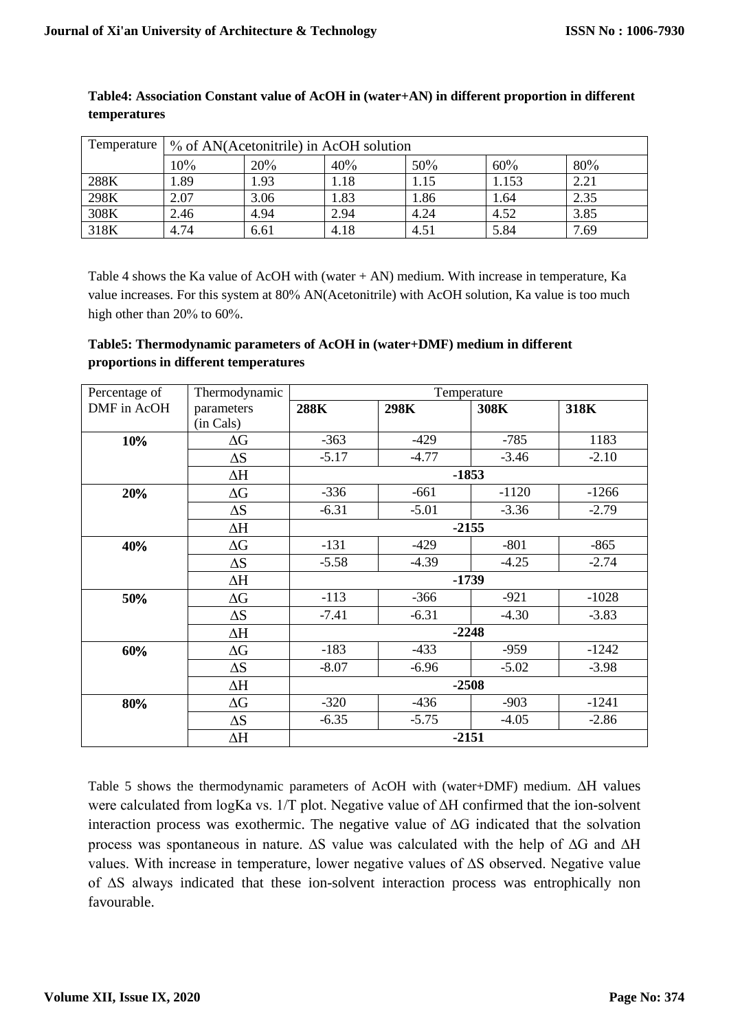**Table4: Association Constant value of AcOH in (water+AN) in different proportion in different temperatures**

| Temperature | % of AN(Acetonitrile) in AcOH solution | | | | | |
|---|---|---|---|---|---|---|
| | 10% | 20% | 40% | 50% | 60% | 80% |
| 288K | 1.89 | 1.93 | 1.18 | 1.15 | 1.153 | 2.21 |
| 298K | 2.07 | 3.06 | 1.83 | 1.86 | 1.64 | 2.35 |
| 308K | 2.46 | 4.94 | 2.94 | 4.24 | 4.52 | 3.85 |
| 318K | 4.74 | 6.61 | 4.18 | 4.51 | 5.84 | 7.69 |

Table 4 shows the Ka value of AcOH with (water + AN) medium. With increase in temperature, Ka value increases. For this system at 80% AN(Acetonitrile) with AcOH solution, Ka value is too much high other than 20% to 60%.

**Table5: Thermodynamic parameters of AcOH in (water+DMF) medium in different proportions in different temperatures**

| Percentage of DMF in AcOH | Thermodynamic parameters (in Cals) | Temperature | | | |
|---|---|---|---|---|---|
| | | **288K** | **298K** | **308K** | **318K** |
| **10%** | $\Delta G$ | -363 | -429 | -785 | 1183 |
| | $\Delta S$ | -5.17 | -4.77 | -3.46 | -2.10 |
| | $\Delta H$ | **-1853** | | | |
| **20%** | $\Delta G$ | -336 | -661 | -1120 | -1266 |
| | $\Delta S$ | -6.31 | -5.01 | -3.36 | -2.79 |
| | $\Delta H$ | **-2155** | | | |
| **40%** | $\Delta G$ | -131 | -429 | -801 | -865 |
| | $\Delta S$ | -5.58 | -4.39 | -4.25 | -2.74 |
| | $\Delta H$ | **-1739** | | | |
| **50%** | $\Delta G$ | -113 | -366 | -921 | -1028 |
| | $\Delta S$ | -7.41 | -6.31 | -4.30 | -3.83 |
| | $\Delta H$ | **-2248** | | | |
| **60%** | $\Delta G$ | -183 | -433 | -959 | -1242 |
| | $\Delta S$ | -8.07 | -6.96 | -5.02 | -3.98 |
| | $\Delta H$ | **-2508** | | | |
| **80%** | $\Delta G$ | -320 | -436 | -903 | -1241 |
| | $\Delta S$ | -6.35 | -5.75 | -4.05 | -2.86 |
| | $\Delta H$ | **-2151** | | | |

Table 5 shows the thermodynamic parameters of AcOH with (water+DMF) medium. $\Delta H$ values were calculated from logKa vs. 1/T plot. Negative value of $\Delta H$ confirmed that the ion-solvent interaction process was exothermic. The negative value of $\Delta G$ indicated that the solvation process was spontaneous in nature. $\Delta S$ value was calculated with the help of $\Delta G$ and $\Delta H$ values. With increase in temperature, lower negative values of $\Delta S$ observed. Negative value of $\Delta S$ always indicated that these ion-solvent interaction process was entrophically non favourable.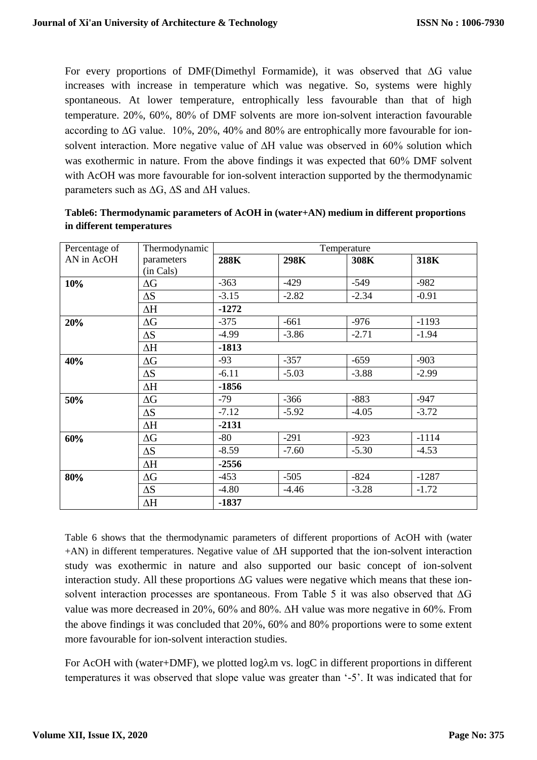For every proportions of DMF(Dimethyl Formamide), it was observed that ΔG value increases with increase in temperature which was negative. So, systems were highly spontaneous. At lower temperature, entrophically less favourable than that of high temperature. 20%, 60%, 80% of DMF solvents are more ion-solvent interaction favourable according to ΔG value. 10%, 20%, 40% and 80% are entrophically more favourable for ion-solvent interaction. More negative value of ΔH value was observed in 60% solution which was exothermic in nature. From the above findings it was expected that 60% DMF solvent with AcOH was more favourable for ion-solvent interaction supported by the thermodynamic parameters such as ΔG, ΔS and ΔH values.

**Table6: Thermodynamic parameters of AcOH in (water+AN) medium in different proportions in different temperatures**

| Percentage of AN in AcOH | Thermodynamic parameters (in Cals) | Temperature | | | |
|---|---|---|---|---|---|
| | | **288K** | **298K** | **308K** | **318K** |
| **10%** | ΔG | -363 | -429 | -549 | -982 |
| | ΔS | -3.15 | -2.82 | -2.34 | -0.91 |
| | ΔH | **-1272** | | | |
| **20%** | ΔG | -375 | -661 | -976 | -1193 |
| | ΔS | -4.99 | -3.86 | -2.71 | -1.94 |
| | ΔH | **-1813** | | | |
| **40%** | ΔG | -93 | -357 | -659 | -903 |
| | ΔS | -6.11 | -5.03 | -3.88 | -2.99 |
| | ΔH | **-1856** | | | |
| **50%** | ΔG | -79 | -366 | -883 | -947 |
| | ΔS | -7.12 | -5.92 | -4.05 | -3.72 |
| | ΔH | **-2131** | | | |
| **60%** | ΔG | -80 | -291 | -923 | -1114 |
| | ΔS | -8.59 | -7.60 | -5.30 | -4.53 |
| | ΔH | **-2556** | | | |
| **80%** | ΔG | -453 | -505 | -824 | -1287 |
| | ΔS | -4.80 | -4.46 | -3.28 | -1.72 |
| | ΔH | **-1837** | | | |

Table 6 shows that the thermodynamic parameters of different proportions of AcOH with (water +AN) in different temperatures. Negative value of ΔH supported that the ion-solvent interaction study was exothermic in nature and also supported our basic concept of ion-solvent interaction study. All these proportions ΔG values were negative which means that these ion-solvent interaction processes are spontaneous. From Table 5 it was also observed that ΔG value was more decreased in 20%, 60% and 80%. ΔH value was more negative in 60%. From the above findings it was concluded that 20%, 60% and 80% proportions were to some extent more favourable for ion-solvent interaction studies.

For AcOH with (water+DMF), we plotted $\log\lambda m$ vs. $\log C$ in different proportions in different temperatures it was observed that slope value was greater than '-5'. It was indicated that for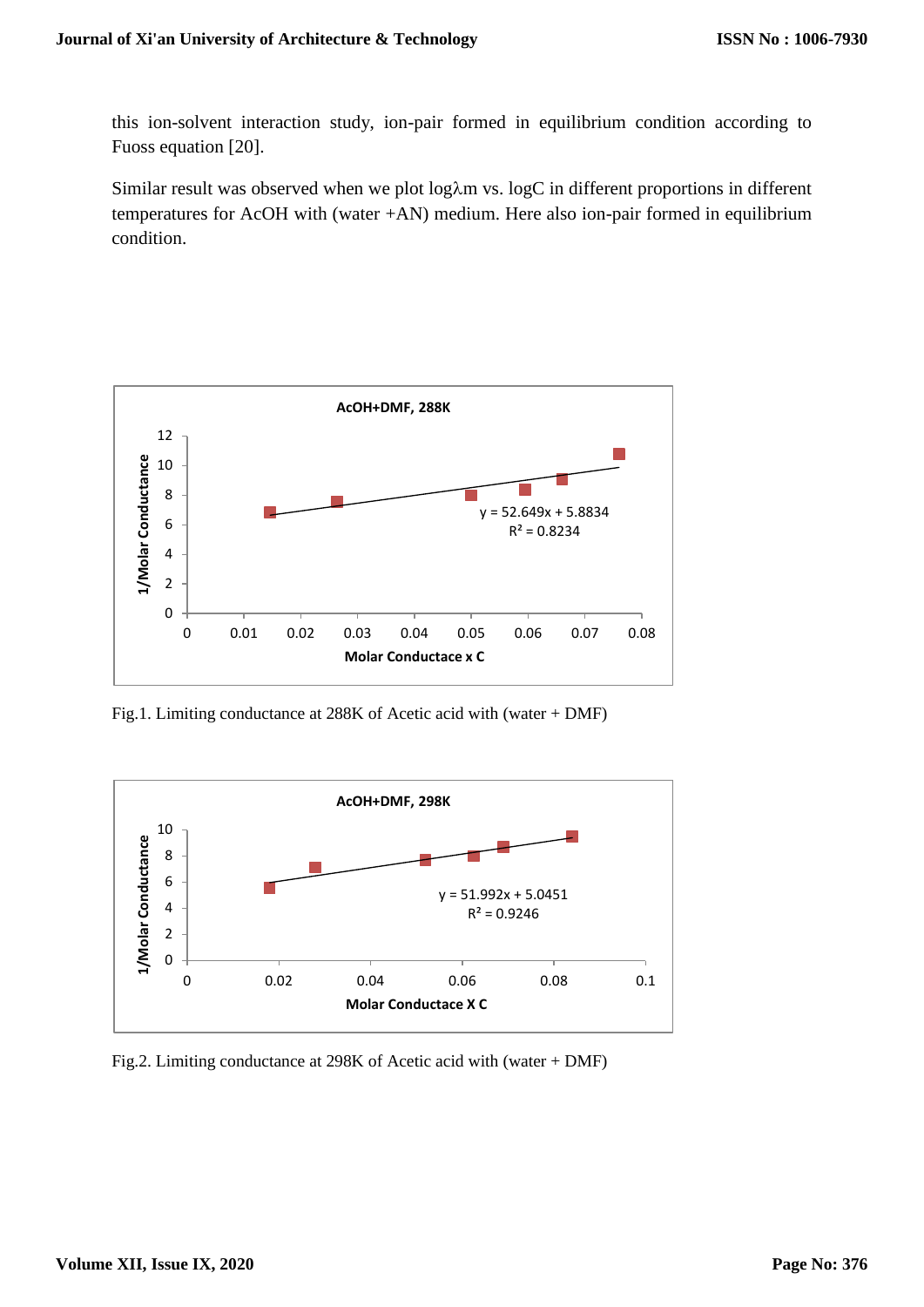this ion-solvent interaction study, ion-pair formed in equilibrium condition according to Fuoss equation [20].

Similar result was observed when we plot log$\lambda$m vs. logC in different proportions in different temperatures for AcOH with (water +AN) medium. Here also ion-pair formed in equilibrium condition.

Fig.1. Limiting conductance at 288K of Acetic acid with (water + DMF)

Fig.2. Limiting conductance at 298K of Acetic acid with (water + DMF)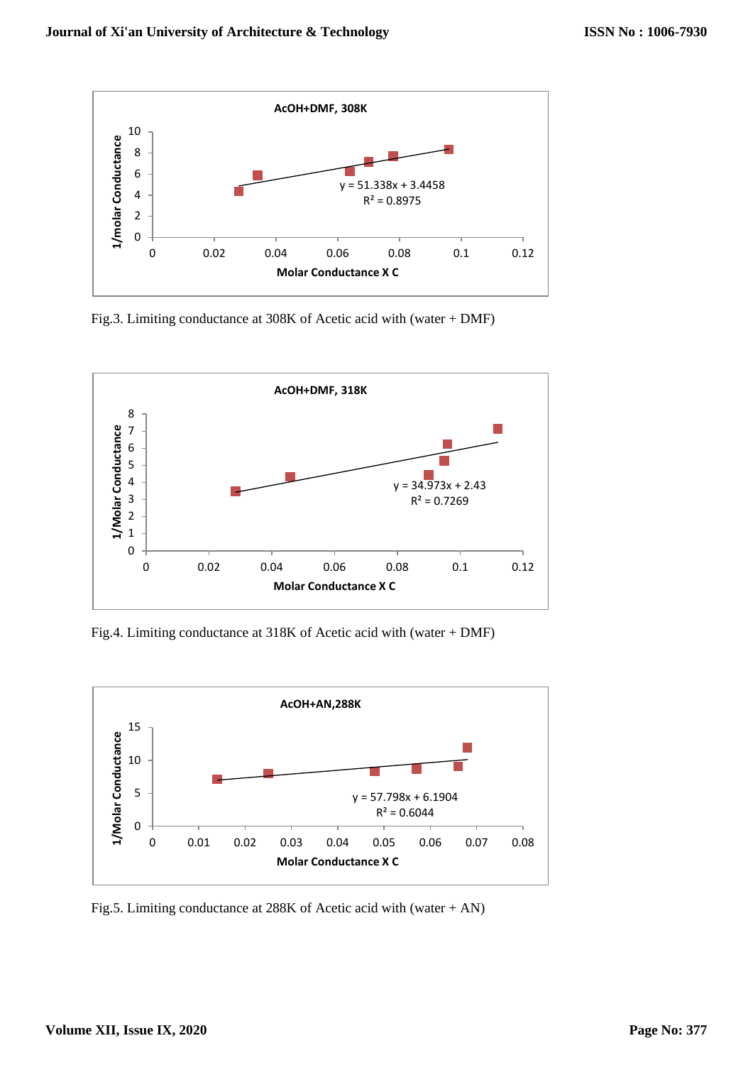Fig.3. Limiting conductance at 308K of Acetic acid with (water + DMF)

Fig.4. Limiting conductance at 318K of Acetic acid with (water + DMF)

Fig.5. Limiting conductance at 288K of Acetic acid with (water + AN)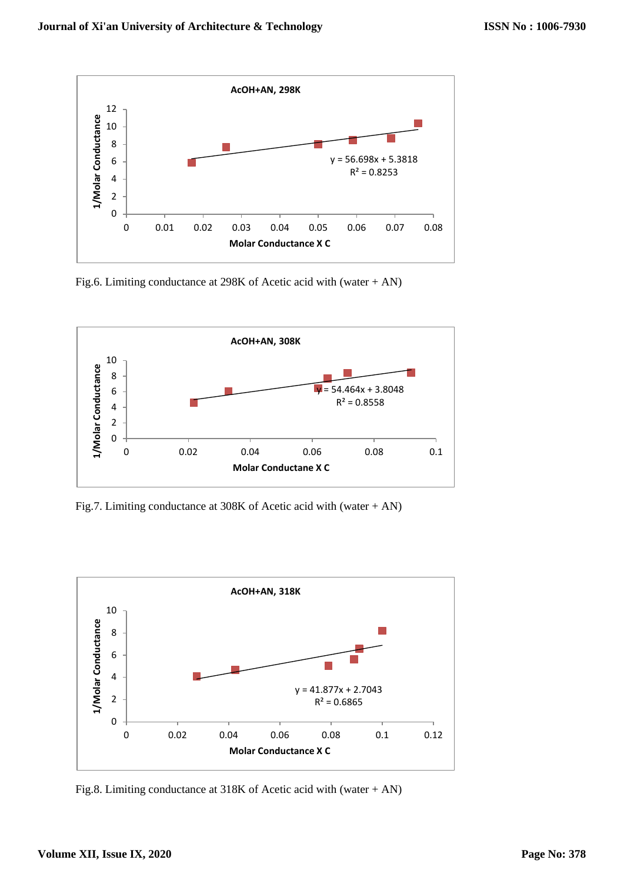Fig.6. Limiting conductance at 298K of Acetic acid with (water + AN)

Fig.7. Limiting conductance at 308K of Acetic acid with (water + AN)

Fig.8. Limiting conductance at 318K of Acetic acid with (water + AN)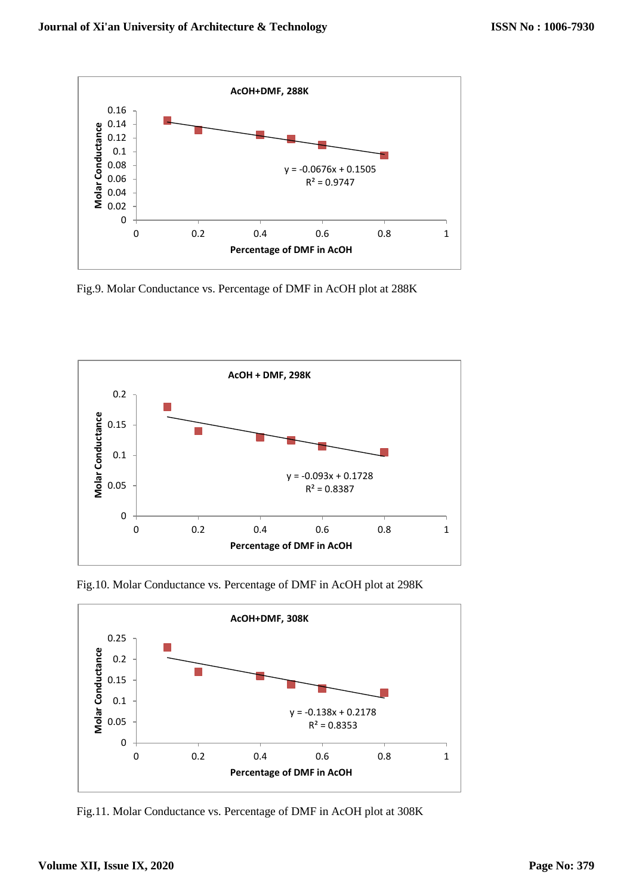Fig.9. Molar Conductance vs. Percentage of DMF in AcOH plot at 288K

Fig.10. Molar Conductance vs. Percentage of DMF in AcOH plot at 298K

Fig.11. Molar Conductance vs. Percentage of DMF in AcOH plot at 308K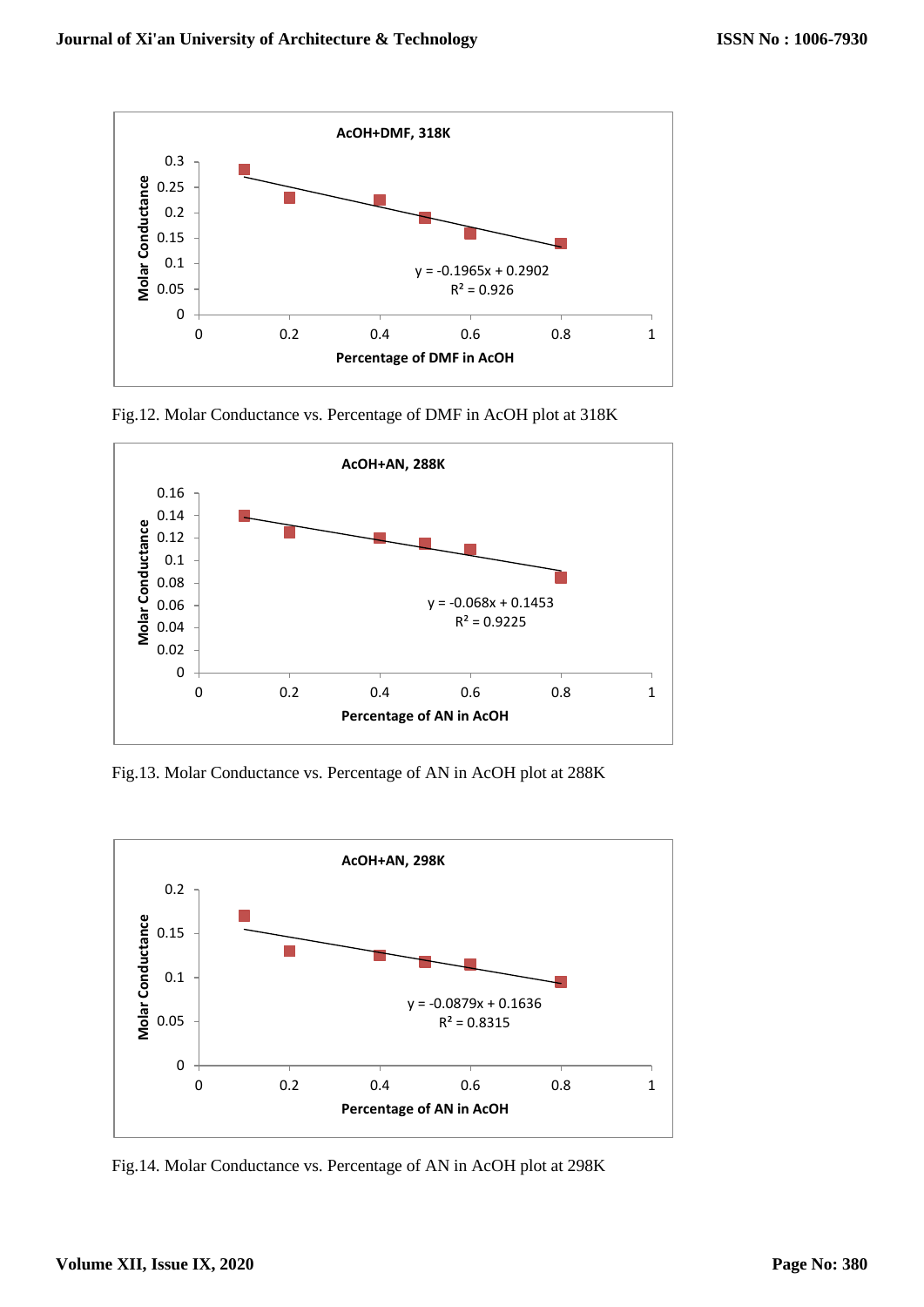Fig.12. Molar Conductance vs. Percentage of DMF in AcOH plot at 318K

Fig.13. Molar Conductance vs. Percentage of AN in AcOH plot at 288K

Fig.14. Molar Conductance vs. Percentage of AN in AcOH plot at 298K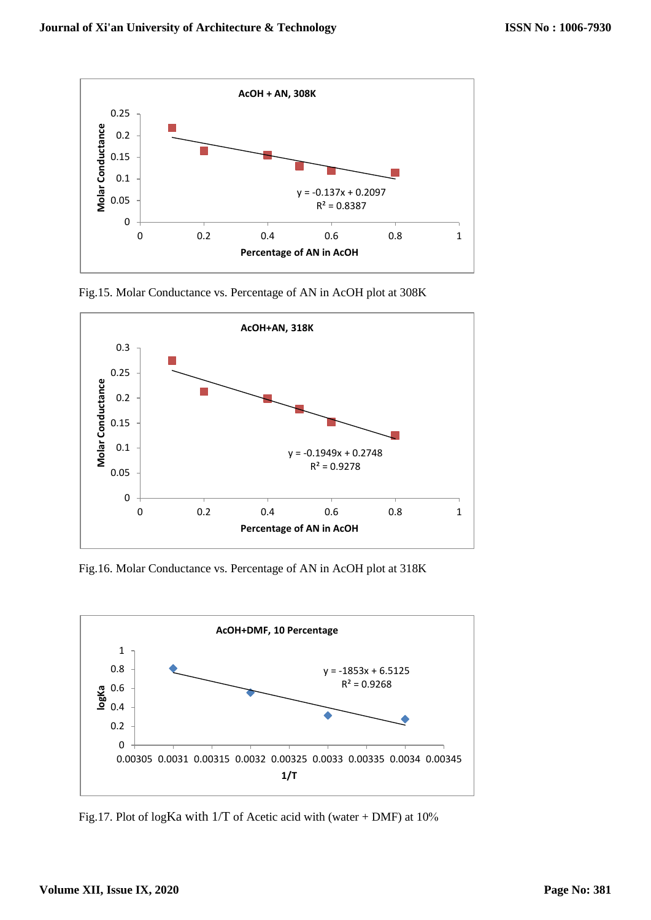Fig.15. Molar Conductance vs. Percentage of AN in AcOH plot at 308K

Fig.16. Molar Conductance vs. Percentage of AN in AcOH plot at 318K

Fig.17. Plot of logKa with 1/T of Acetic acid with (water + DMF) at 10%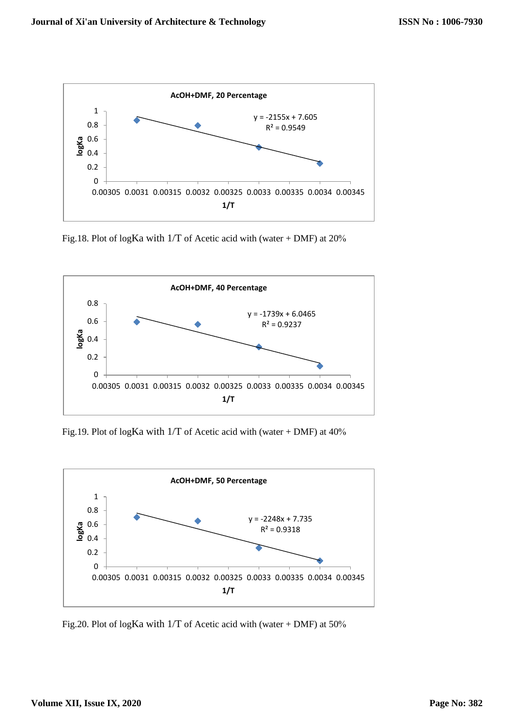Fig.18. Plot of logKa with 1/T of Acetic acid with (water + DMF) at 20%

Fig.19. Plot of logKa with 1/T of Acetic acid with (water + DMF) at 40%

Fig.20. Plot of logKa with 1/T of Acetic acid with (water + DMF) at 50%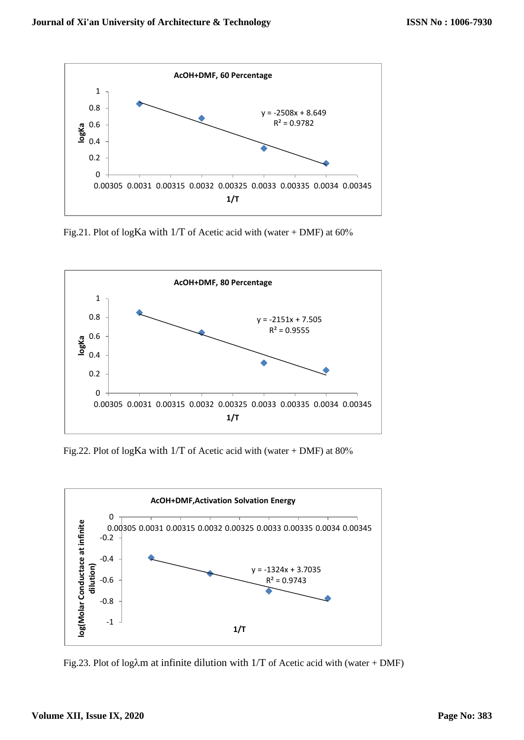Fig.21. Plot of logKa with 1/T of Acetic acid with (water + DMF) at 60%

Fig.22. Plot of logKa with 1/T of Acetic acid with (water + DMF) at 80%

Fig.23. Plot of log$\lambda$m at infinite dilution with 1/T of Acetic acid with (water + DMF)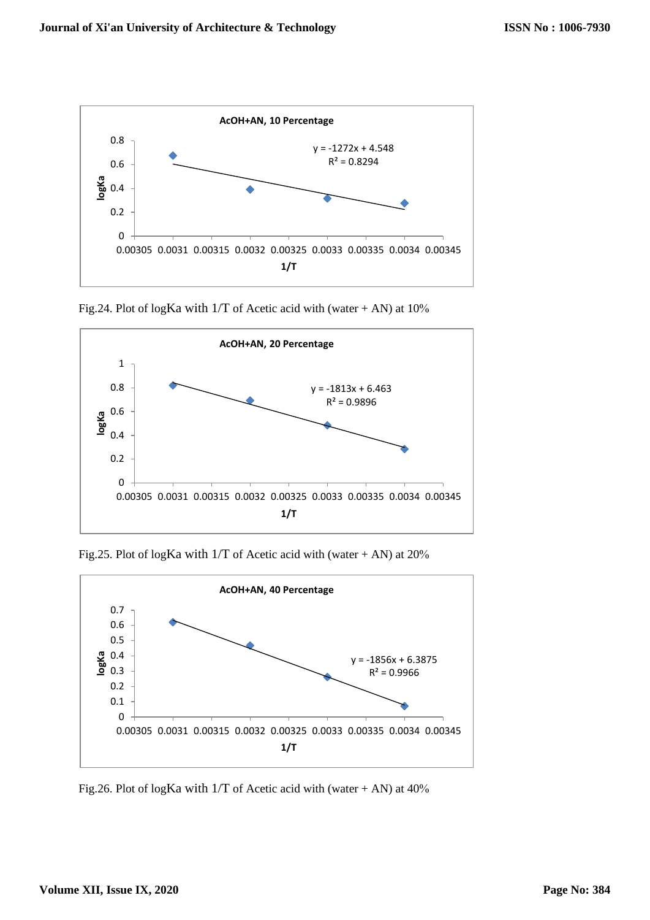Fig.24. Plot of logKa with 1/T of Acetic acid with (water + AN) at 10%

Fig.25. Plot of logKa with 1/T of Acetic acid with (water + AN) at 20%

Fig.26. Plot of logKa with 1/T of Acetic acid with (water + AN) at 40%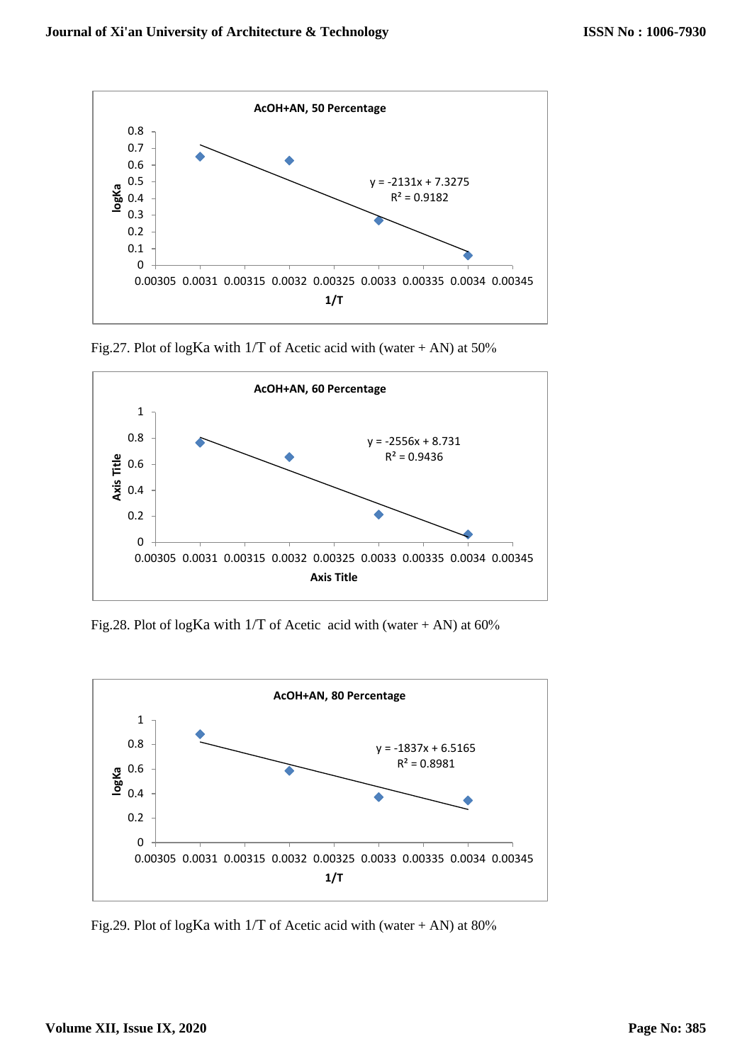Fig.27. Plot of logKa with 1/T of Acetic acid with (water + AN) at 50%

Fig.28. Plot of logKa with 1/T of Acetic acid with (water + AN) at 60%

Fig.29. Plot of logKa with 1/T of Acetic acid with (water + AN) at 80%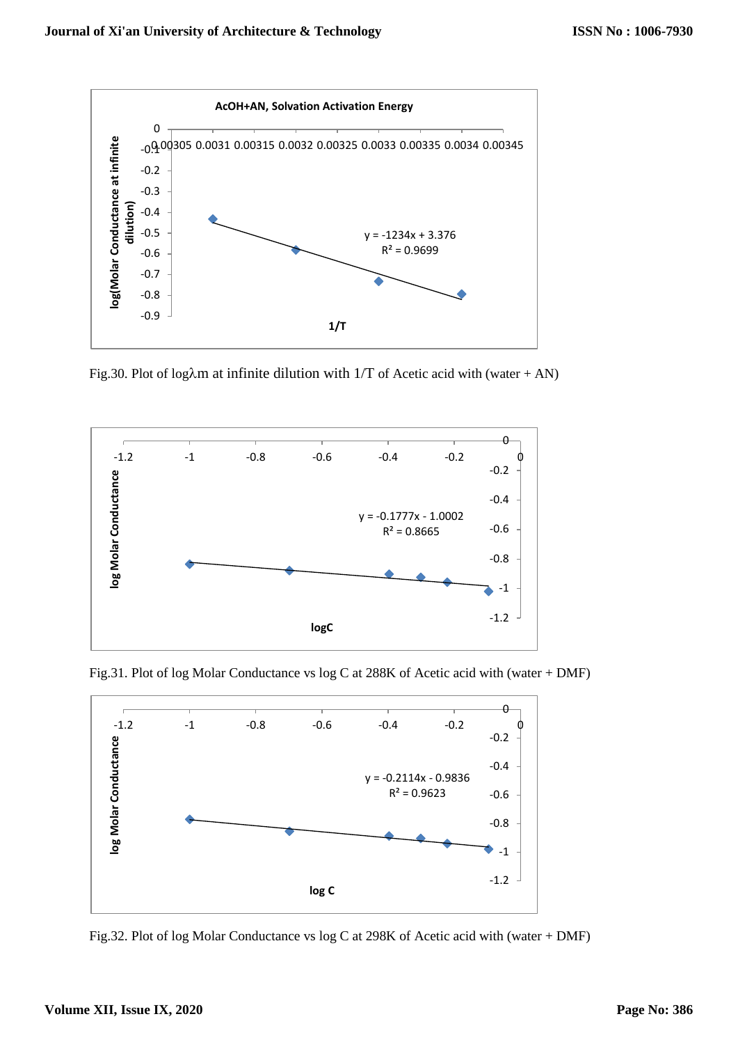AcOH+AN, Solvation Activation Energy

y = -1234x + 3.376
$R^2$ = 0.9699

Fig.30. Plot of logλm at infinite dilution with 1/T of Acetic acid with (water + AN)

y = -0.1777x - 1.0002
$R^2$ = 0.8665

Fig.31. Plot of log Molar Conductance vs log C at 288K of Acetic acid with (water + DMF)

y = -0.2114x - 0.9836
$R^2$ = 0.9623

Fig.32. Plot of log Molar Conductance vs log C at 298K of Acetic acid with (water + DMF)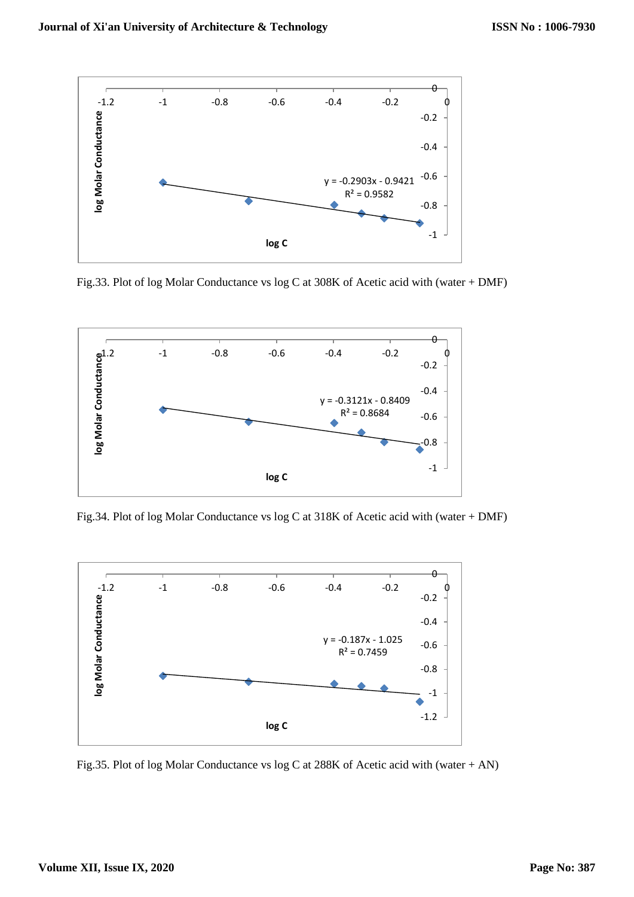Fig.33. Plot of log Molar Conductance vs log C at 308K of Acetic acid with (water + DMF)

Fig.34. Plot of log Molar Conductance vs log C at 318K of Acetic acid with (water + DMF)

Fig.35. Plot of log Molar Conductance vs log C at 288K of Acetic acid with (water + AN)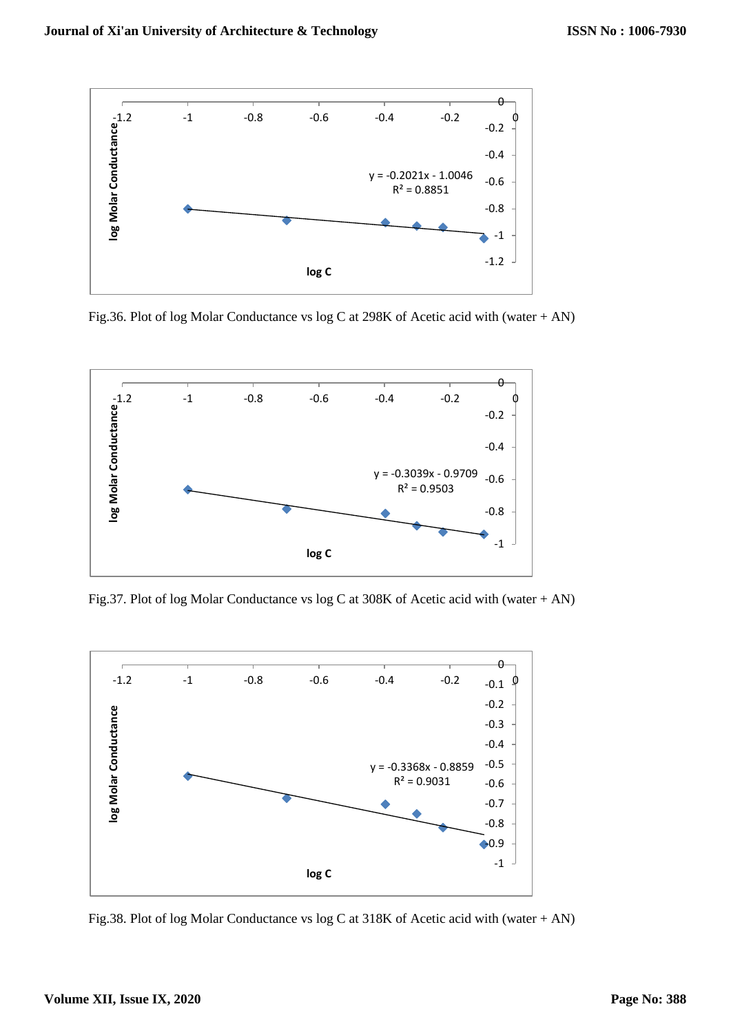Fig.36. Plot of log Molar Conductance vs log C at 298K of Acetic acid with (water + AN)

Fig.37. Plot of log Molar Conductance vs log C at 308K of Acetic acid with (water + AN)

Fig.38. Plot of log Molar Conductance vs log C at 318K of Acetic acid with (water + AN)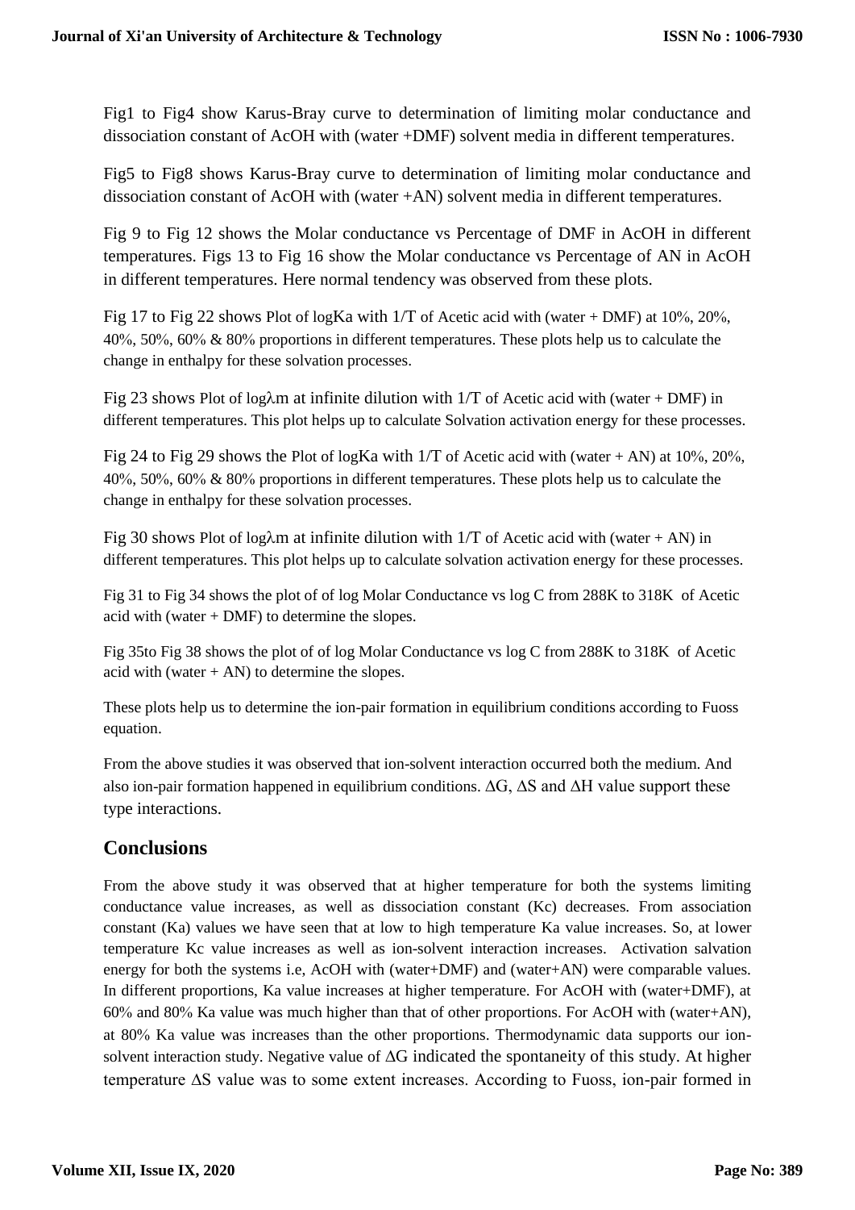Fig1 to Fig4 show Karus-Bray curve to determination of limiting molar conductance and dissociation constant of AcOH with (water +DMF) solvent media in different temperatures.

Fig5 to Fig8 shows Karus-Bray curve to determination of limiting molar conductance and dissociation constant of AcOH with (water +AN) solvent media in different temperatures.

Fig 9 to Fig 12 shows the Molar conductance vs Percentage of DMF in AcOH in different temperatures. Figs 13 to Fig 16 show the Molar conductance vs Percentage of AN in AcOH in different temperatures. Here normal tendency was observed from these plots.

Fig 17 to Fig 22 shows Plot of logKa with 1/T of Acetic acid with (water + DMF) at 10%, 20%, 40%, 50%, 60% & 80% proportions in different temperatures. These plots help us to calculate the change in enthalpy for these solvation processes.

Fig 23 shows Plot of log$\lambda$m at infinite dilution with 1/T of Acetic acid with (water + DMF) in different temperatures. This plot helps up to calculate Solvation activation energy for these processes.

Fig 24 to Fig 29 shows the Plot of logKa with 1/T of Acetic acid with (water + AN) at 10%, 20%, 40%, 50%, 60% & 80% proportions in different temperatures. These plots help us to calculate the change in enthalpy for these solvation processes.

Fig 30 shows Plot of log$\lambda$m at infinite dilution with 1/T of Acetic acid with (water + AN) in different temperatures. This plot helps up to calculate solvation activation energy for these processes.

Fig 31 to Fig 34 shows the plot of of log Molar Conductance vs log C from 288K to 318K of Acetic acid with (water + DMF) to determine the slopes.

Fig 35to Fig 38 shows the plot of of log Molar Conductance vs log C from 288K to 318K of Acetic acid with (water + AN) to determine the slopes.

These plots help us to determine the ion-pair formation in equilibrium conditions according to Fuoss equation.

From the above studies it was observed that ion-solvent interaction occurred both the medium. And also ion-pair formation happened in equilibrium conditions. $\Delta$G, $\Delta$S and $\Delta$H value support these type interactions.

## Conclusions

From the above study it was observed that at higher temperature for both the systems limiting conductance value increases, as well as dissociation constant (Kc) decreases. From association constant (Ka) values we have seen that at low to high temperature Ka value increases. So, at lower temperature Kc value increases as well as ion-solvent interaction increases. Activation salvation energy for both the systems i.e, AcOH with (water+DMF) and (water+AN) were comparable values. In different proportions, Ka value increases at higher temperature. For AcOH with (water+DMF), at 60% and 80% Ka value was much higher than that of other proportions. For AcOH with (water+AN), at 80% Ka value was increases than the other proportions. Thermodynamic data supports our ion-solvent interaction study. Negative value of $\Delta$G indicated the spontaneity of this study. At higher temperature $\Delta$S value was to some extent increases. According to Fuoss, ion-pair formed in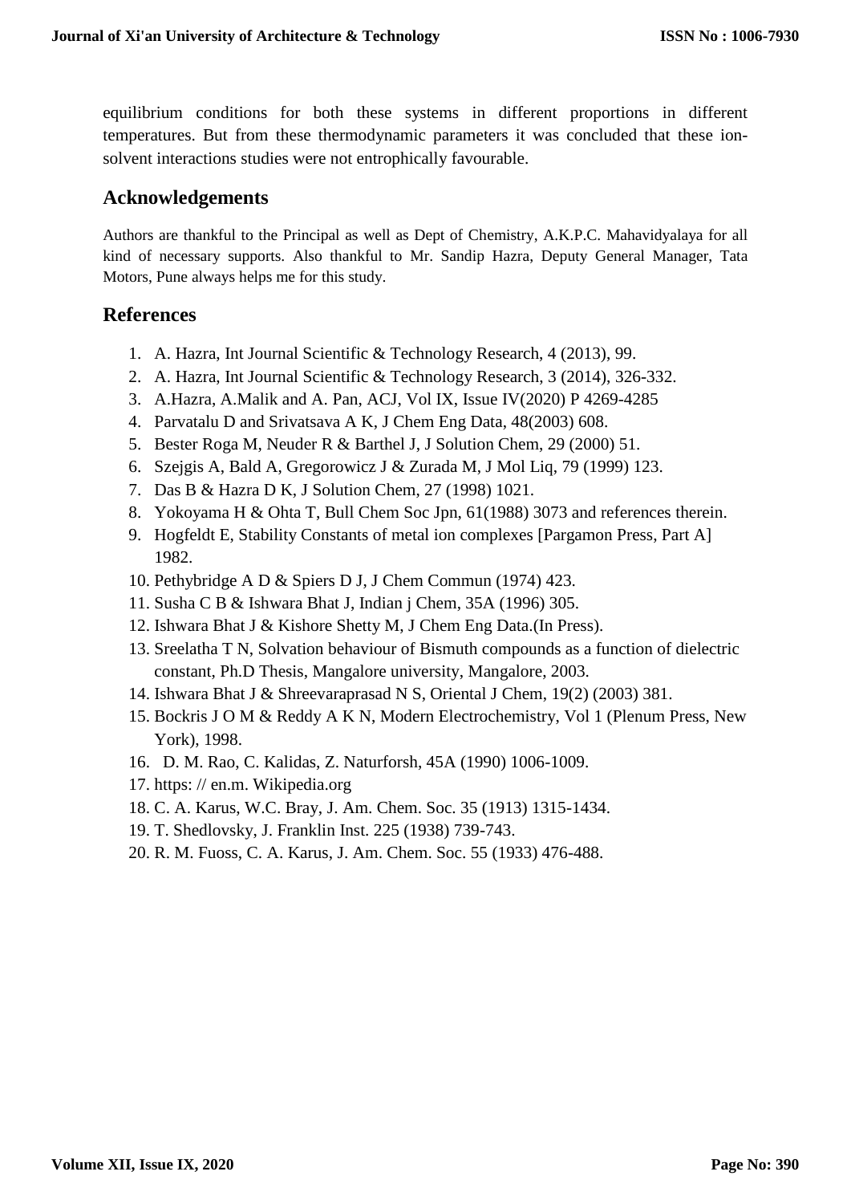equilibrium conditions for both these systems in different proportions in different temperatures. But from these thermodynamic parameters it was concluded that these ion-solvent interactions studies were not entrophically favourable.

## Acknowledgements

Authors are thankful to the Principal as well as Dept of Chemistry, A.K.P.C. Mahavidyalaya for all kind of necessary supports. Also thankful to Mr. Sandip Hazra, Deputy General Manager, Tata Motors, Pune always helps me for this study.

## References

1. A. Hazra, Int Journal Scientific & Technology Research, 4 (2013), 99.
2. A. Hazra, Int Journal Scientific & Technology Research, 3 (2014), 326-332.
3. A.Hazra, A.Malik and A. Pan, ACJ, Vol IX, Issue IV(2020) P 4269-4285
4. Parvatalu D and Srivatsava A K, J Chem Eng Data, 48(2003) 608.
5. Bester Roga M, Neuder R & Barthel J, J Solution Chem, 29 (2000) 51.
6. Szejgis A, Bald A, Gregorowicz J & Zurada M, J Mol Liq, 79 (1999) 123.
7. Das B & Hazra D K, J Solution Chem, 27 (1998) 1021.
8. Yokoyama H & Ohta T, Bull Chem Soc Jpn, 61(1988) 3073 and references therein.
9. Hogfeldt E, Stability Constants of metal ion complexes [Pargamon Press, Part A] 1982.
10. Pethybridge A D & Spiers D J, J Chem Commun (1974) 423.
11. Susha C B & Ishwara Bhat J, Indian j Chem, 35A (1996) 305.
12. Ishwara Bhat J & Kishore Shetty M, J Chem Eng Data.(In Press).
13. Sreelatha T N, Solvation behaviour of Bismuth compounds as a function of dielectric constant, Ph.D Thesis, Mangalore university, Mangalore, 2003.
14. Ishwara Bhat J & Shreevaraprasad N S, Oriental J Chem, 19(2) (2003) 381.
15. Bockris J O M & Reddy A K N, Modern Electrochemistry, Vol 1 (Plenum Press, New York), 1998.
16. D. M. Rao, C. Kalidas, Z. Naturforsh, 45A (1990) 1006-1009.
17. https: // en.m. Wikipedia.org
18. C. A. Karus, W.C. Bray, J. Am. Chem. Soc. 35 (1913) 1315-1434.
19. T. Shedlovsky, J. Franklin Inst. 225 (1938) 739-743.
20. R. M. Fuoss, C. A. Karus, J. Am. Chem. Soc. 55 (1933) 476-488.